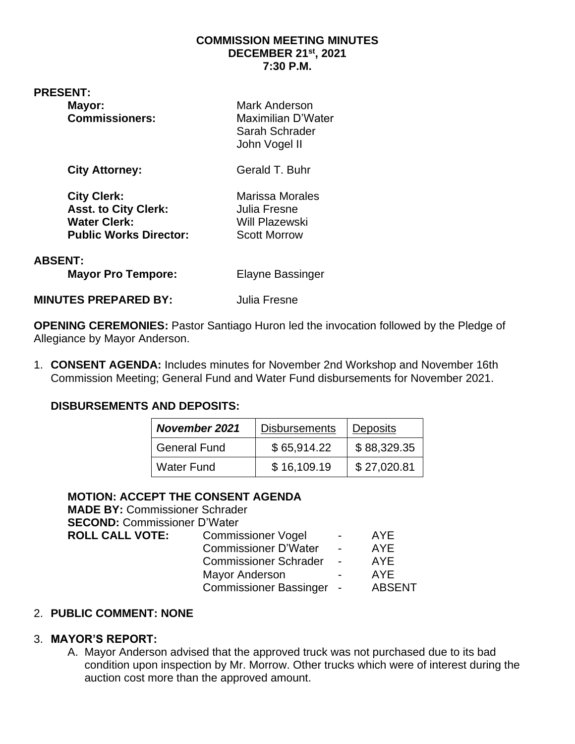# COMMISSION MEETING MINUTES
## DECEMBER 21st, 2021
## 7:30 P.M.

**PRESENT:**

| | |
|---|---|
| **Mayor:** | Mark Anderson |
| **Commissioners:** | Maximilian D'Water |
| | Sarah Schrader |
| | John Vogel II |
| **City Attorney:** | Gerald T. Buhr |
| **City Clerk:** | Marissa Morales |
| **Asst. to City Clerk:** | Julia Fresne |
| **Water Clerk:** | Will Plazewski |
| **Public Works Director:** | Scott Morrow |

**ABSENT:**

| | |
|---|---|
| **Mayor Pro Tempore:** | Elayne Bassinger |

**MINUTES PREPARED BY:** Julia Fresne

**OPENING CEREMONIES:** Pastor Santiago Huron led the invocation followed by the Pledge of Allegiance by Mayor Anderson.

1. **CONSENT AGENDA:** Includes minutes for November 2nd Workshop and November 16th Commission Meeting; General Fund and Water Fund disbursements for November 2021.

**DISBURSEMENTS AND DEPOSITS:**

| *November 2021* | Disbursements | Deposits |
|---|---|---|
| General Fund | $ 65,914.22 | $ 88,329.35 |
| Water Fund | $ 16,109.19 | $ 27,020.81 |

**MOTION: ACCEPT THE CONSENT AGENDA**
**MADE BY:** Commissioner Schrader
**SECOND:** Commissioner D'Water

| **ROLL CALL VOTE:** | | | |
|---|---|---|---|
| | Commissioner Vogel | - | AYE |
| | Commissioner D'Water | - | AYE |
| | Commissioner Schrader | - | AYE |
| | Mayor Anderson | - | AYE |
| | Commissioner Bassinger | - | ABSENT |

2. **PUBLIC COMMENT: NONE**

3. **MAYOR'S REPORT:**
   A. Mayor Anderson advised that the approved truck was not purchased due to its bad condition upon inspection by Mr. Morrow. Other trucks which were of interest during the auction cost more than the approved amount.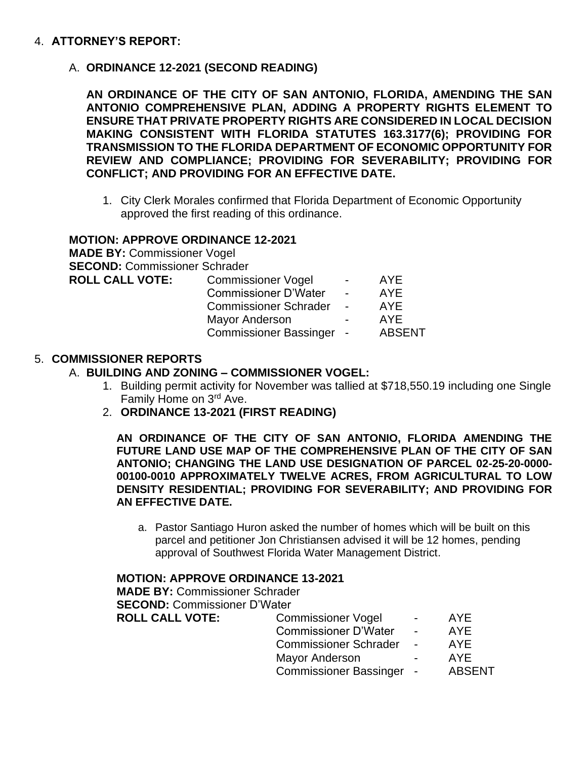4. **ATTORNEY'S REPORT:**

   A. **ORDINANCE 12-2021 (SECOND READING)**

   **AN ORDINANCE OF THE CITY OF SAN ANTONIO, FLORIDA, AMENDING THE SAN ANTONIO COMPREHENSIVE PLAN, ADDING A PROPERTY RIGHTS ELEMENT TO ENSURE THAT PRIVATE PROPERTY RIGHTS ARE CONSIDERED IN LOCAL DECISION MAKING CONSISTENT WITH FLORIDA STATUTES 163.3177(6); PROVIDING FOR TRANSMISSION TO THE FLORIDA DEPARTMENT OF ECONOMIC OPPORTUNITY FOR REVIEW AND COMPLIANCE; PROVIDING FOR SEVERABILITY; PROVIDING FOR CONFLICT; AND PROVIDING FOR AN EFFECTIVE DATE.**

   1. City Clerk Morales confirmed that Florida Department of Economic Opportunity approved the first reading of this ordinance.

**MOTION: APPROVE ORDINANCE 12-2021**
**MADE BY:** Commissioner Vogel
**SECOND:** Commissioner Schrader
**ROLL CALL VOTE:**

| | | |
|---|---|---|
| Commissioner Vogel | - | AYE |
| Commissioner D'Water | - | AYE |
| Commissioner Schrader | - | AYE |
| Mayor Anderson | - | AYE |
| Commissioner Bassinger | - | ABSENT |

5. **COMMISSIONER REPORTS**

   A. **BUILDING AND ZONING – COMMISSIONER VOGEL:**

   1. Building permit activity for November was tallied at $718,550.19 including one Single Family Home on 3rd Ave.
   2. **ORDINANCE 13-2021 (FIRST READING)**

      **AN ORDINANCE OF THE CITY OF SAN ANTONIO, FLORIDA AMENDING THE FUTURE LAND USE MAP OF THE COMPREHENSIVE PLAN OF THE CITY OF SAN ANTONIO; CHANGING THE LAND USE DESIGNATION OF PARCEL 02-25-20-0000-00100-0010 APPROXIMATELY TWELVE ACRES, FROM AGRICULTURAL TO LOW DENSITY RESIDENTIAL; PROVIDING FOR SEVERABILITY; AND PROVIDING FOR AN EFFECTIVE DATE.**

      a. Pastor Santiago Huron asked the number of homes which will be built on this parcel and petitioner Jon Christiansen advised it will be 12 homes, pending approval of Southwest Florida Water Management District.

**MOTION: APPROVE ORDINANCE 13-2021**
**MADE BY:** Commissioner Schrader
**SECOND:** Commissioner D'Water
**ROLL CALL VOTE:**

| | | |
|---|---|---|
| Commissioner Vogel | - | AYE |
| Commissioner D'Water | - | AYE |
| Commissioner Schrader | - | AYE |
| Mayor Anderson | - | AYE |
| Commissioner Bassinger | - | ABSENT |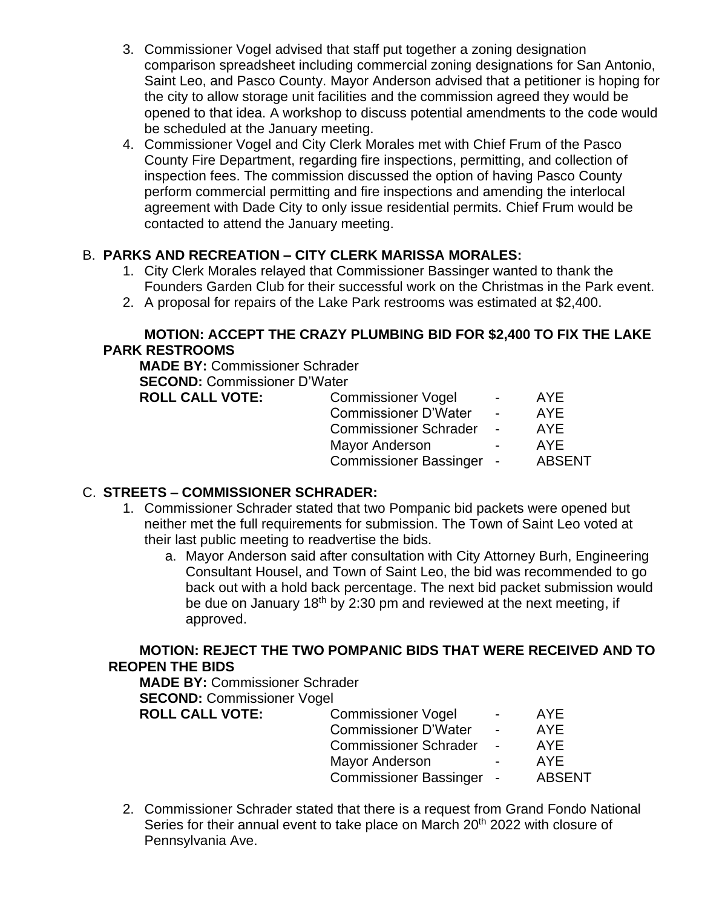3. Commissioner Vogel advised that staff put together a zoning designation comparison spreadsheet including commercial zoning designations for San Antonio, Saint Leo, and Pasco County. Mayor Anderson advised that a petitioner is hoping for the city to allow storage unit facilities and the commission agreed they would be opened to that idea. A workshop to discuss potential amendments to the code would be scheduled at the January meeting.
4. Commissioner Vogel and City Clerk Morales met with Chief Frum of the Pasco County Fire Department, regarding fire inspections, permitting, and collection of inspection fees. The commission discussed the option of having Pasco County perform commercial permitting and fire inspections and amending the interlocal agreement with Dade City to only issue residential permits. Chief Frum would be contacted to attend the January meeting.

B. **PARKS AND RECREATION – CITY CLERK MARISSA MORALES:**

1. City Clerk Morales relayed that Commissioner Bassinger wanted to thank the Founders Garden Club for their successful work on the Christmas in the Park event.
2. A proposal for repairs of the Lake Park restrooms was estimated at $2,400.

**MOTION: ACCEPT THE CRAZY PLUMBING BID FOR $2,400 TO FIX THE LAKE PARK RESTROOMS**

**MADE BY:** Commissioner Schrader
**SECOND:** Commissioner D'Water

| **ROLL CALL VOTE:** | Commissioner Vogel | - | AYE |
|---|---|---|---|
| | Commissioner D'Water | - | AYE |
| | Commissioner Schrader | - | AYE |
| | Mayor Anderson | - | AYE |
| | Commissioner Bassinger | - | ABSENT |

C. **STREETS – COMMISSIONER SCHRADER:**

1. Commissioner Schrader stated that two Pompanic bid packets were opened but neither met the full requirements for submission. The Town of Saint Leo voted at their last public meeting to readvertise the bids.
   a. Mayor Anderson said after consultation with City Attorney Burh, Engineering Consultant Housel, and Town of Saint Leo, the bid was recommended to go back out with a hold back percentage. The next bid packet submission would be due on January 18th by 2:30 pm and reviewed at the next meeting, if approved.

**MOTION: REJECT THE TWO POMPANIC BIDS THAT WERE RECEIVED AND TO REOPEN THE BIDS**

**MADE BY:** Commissioner Schrader
**SECOND:** Commissioner Vogel

| **ROLL CALL VOTE:** | Commissioner Vogel | - | AYE |
|---|---|---|---|
| | Commissioner D'Water | - | AYE |
| | Commissioner Schrader | - | AYE |
| | Mayor Anderson | - | AYE |
| | Commissioner Bassinger | - | ABSENT |

2. Commissioner Schrader stated that there is a request from Grand Fondo National Series for their annual event to take place on March 20th 2022 with closure of Pennsylvania Ave.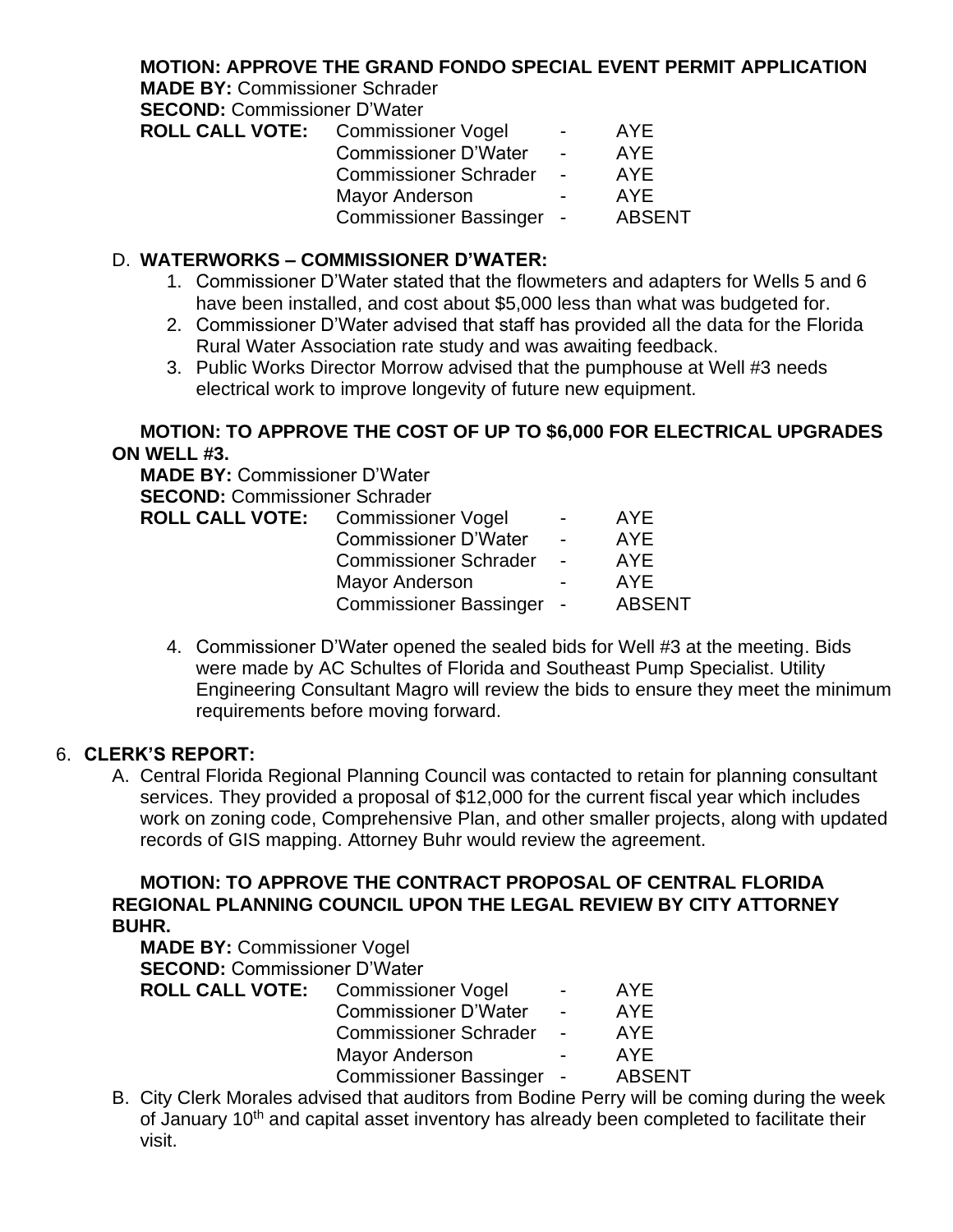**MOTION: APPROVE THE GRAND FONDO SPECIAL EVENT PERMIT APPLICATION**
**MADE BY:** Commissioner Schrader
**SECOND:** Commissioner D'Water

| **ROLL CALL VOTE:** | | | |
|---|---|---|---|
| | Commissioner Vogel | - | AYE |
| | Commissioner D'Water | - | AYE |
| | Commissioner Schrader | - | AYE |
| | Mayor Anderson | - | AYE |
| | Commissioner Bassinger | - | ABSENT |

D. **WATERWORKS – COMMISSIONER D'WATER:**

1. Commissioner D'Water stated that the flowmeters and adapters for Wells 5 and 6 have been installed, and cost about $5,000 less than what was budgeted for.
2. Commissioner D'Water advised that staff has provided all the data for the Florida Rural Water Association rate study and was awaiting feedback.
3. Public Works Director Morrow advised that the pumphouse at Well #3 needs electrical work to improve longevity of future new equipment.

**MOTION: TO APPROVE THE COST OF UP TO $6,000 FOR ELECTRICAL UPGRADES ON WELL #3.**
**MADE BY:** Commissioner D'Water
**SECOND:** Commissioner Schrader

| **ROLL CALL VOTE:** | | | |
|---|---|---|---|
| | Commissioner Vogel | - | AYE |
| | Commissioner D'Water | - | AYE |
| | Commissioner Schrader | - | AYE |
| | Mayor Anderson | - | AYE |
| | Commissioner Bassinger | - | ABSENT |

4. Commissioner D'Water opened the sealed bids for Well #3 at the meeting. Bids were made by AC Schultes of Florida and Southeast Pump Specialist. Utility Engineering Consultant Magro will review the bids to ensure they meet the minimum requirements before moving forward.

6. **CLERK'S REPORT:**

A. Central Florida Regional Planning Council was contacted to retain for planning consultant services. They provided a proposal of $12,000 for the current fiscal year which includes work on zoning code, Comprehensive Plan, and other smaller projects, along with updated records of GIS mapping. Attorney Buhr would review the agreement.

**MOTION: TO APPROVE THE CONTRACT PROPOSAL OF CENTRAL FLORIDA REGIONAL PLANNING COUNCIL UPON THE LEGAL REVIEW BY CITY ATTORNEY BUHR.**
**MADE BY:** Commissioner Vogel
**SECOND:** Commissioner D'Water

| **ROLL CALL VOTE:** | | | |
|---|---|---|---|
| | Commissioner Vogel | - | AYE |
| | Commissioner D'Water | - | AYE |
| | Commissioner Schrader | - | AYE |
| | Mayor Anderson | - | AYE |
| | Commissioner Bassinger | - | ABSENT |

B. City Clerk Morales advised that auditors from Bodine Perry will be coming during the week of January 10th and capital asset inventory has already been completed to facilitate their visit.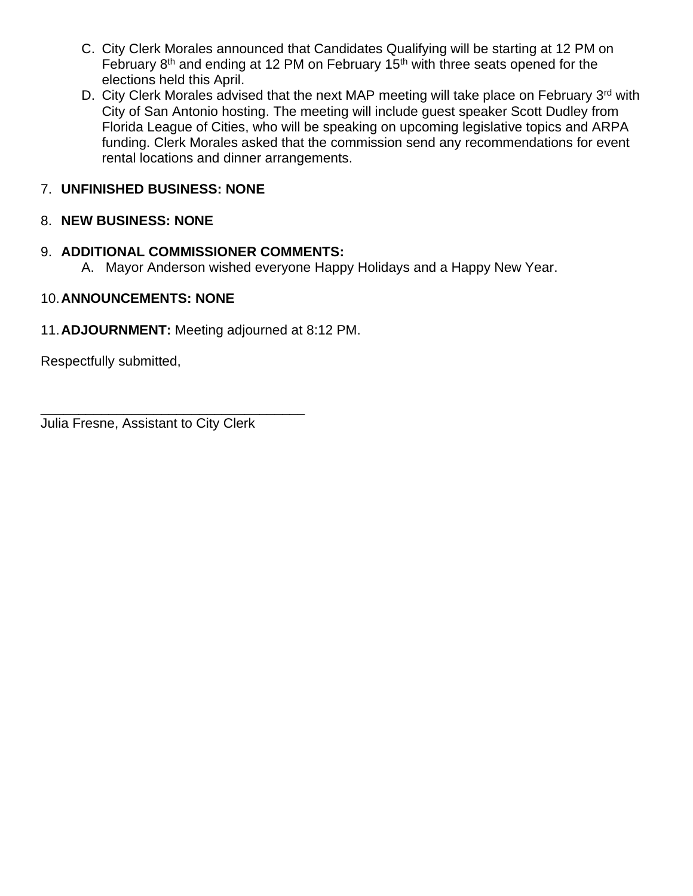C. City Clerk Morales announced that Candidates Qualifying will be starting at 12 PM on February 8th and ending at 12 PM on February 15th with three seats opened for the elections held this April.

D. City Clerk Morales advised that the next MAP meeting will take place on February 3rd with City of San Antonio hosting. The meeting will include guest speaker Scott Dudley from Florida League of Cities, who will be speaking on upcoming legislative topics and ARPA funding. Clerk Morales asked that the commission send any recommendations for event rental locations and dinner arrangements.

7. **UNFINISHED BUSINESS: NONE**

8. **NEW BUSINESS: NONE**

9. **ADDITIONAL COMMISSIONER COMMENTS:**
   A. Mayor Anderson wished everyone Happy Holidays and a Happy New Year.

10. **ANNOUNCEMENTS: NONE**

11. **ADJOURNMENT:** Meeting adjourned at 8:12 PM.

Respectfully submitted,

___________________________________
Julia Fresne, Assistant to City Clerk